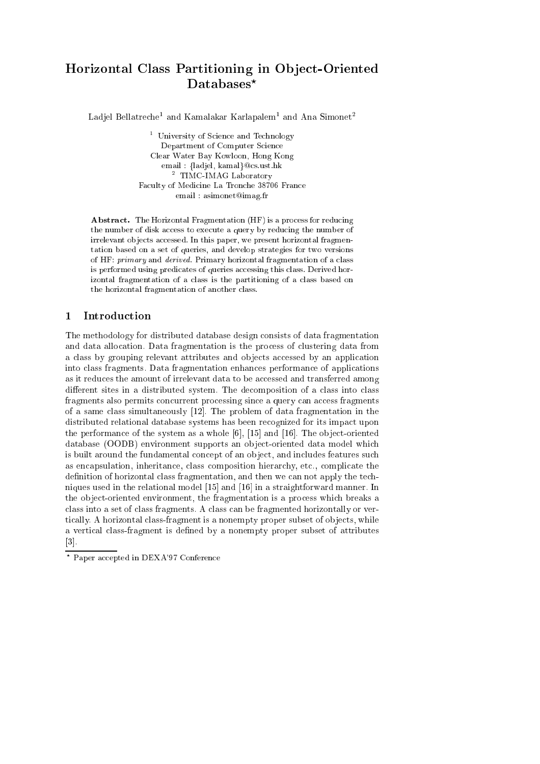# Horizontal Class Partitioning in Object-Oriented Databases*

Ladjel Bellatreche[1] and Kamalakar Karlapalem[1] and Ana Simonet[2]

[1] University of Science and Technology
Department of Computer Science
Clear Water Bay Kowloon, Hong Kong
email : {ladjel, kamal}@cs.ust.hk

[2] TIMC-IMAG Laboratory
Faculty of Medicine La Tronche 38706 France
email : asimonet@imag.fr

**Abstract.** The Horizontal Fragmentation (HF) is a process for reducing the number of disk access to execute a query by reducing the number of irrelevant objects accessed. In this paper, we present horizontal fragmentation based on a set of queries, and develop strategies for two versions of HF: *primary* and *derived*. Primary horizontal fragmentation of a class is performed using predicates of queries accessing this class. Derived horizontal fragmentation of a class is the partitioning of a class based on the horizontal fragmentation of another class.

## 1 Introduction

The methodology for distributed database design consists of data fragmentation and data allocation. Data fragmentation is the process of clustering data from a class by grouping relevant attributes and objects accessed by an application into class fragments. Data fragmentation enhances performance of applications as it reduces the amount of irrelevant data to be accessed and transferred among different sites in a distributed system. The decomposition of a class into class fragments also permits concurrent processing since a query can access fragments of a same class simultaneously [12]. The problem of data fragmentation in the distributed relational database systems has been recognized for its impact upon the performance of the system as a whole [6], [15] and [16]. The object-oriented database (OODB) environment supports an object-oriented data model which is built around the fundamental concept of an object, and includes features such as encapsulation, inheritance, class composition hierarchy, etc., complicate the definition of horizontal class fragmentation, and then we can not apply the techniques used in the relational model [15] and [16] in a straightforward manner. In the object-oriented environment, the fragmentation is a process which breaks a class into a set of class fragments. A class can be fragmented horizontally or vertically. A horizontal class-fragment is a nonempty proper subset of objects, while a vertical class-fragment is defined by a nonempty proper subset of attributes [3].

* Paper accepted in DEXA'97 Conference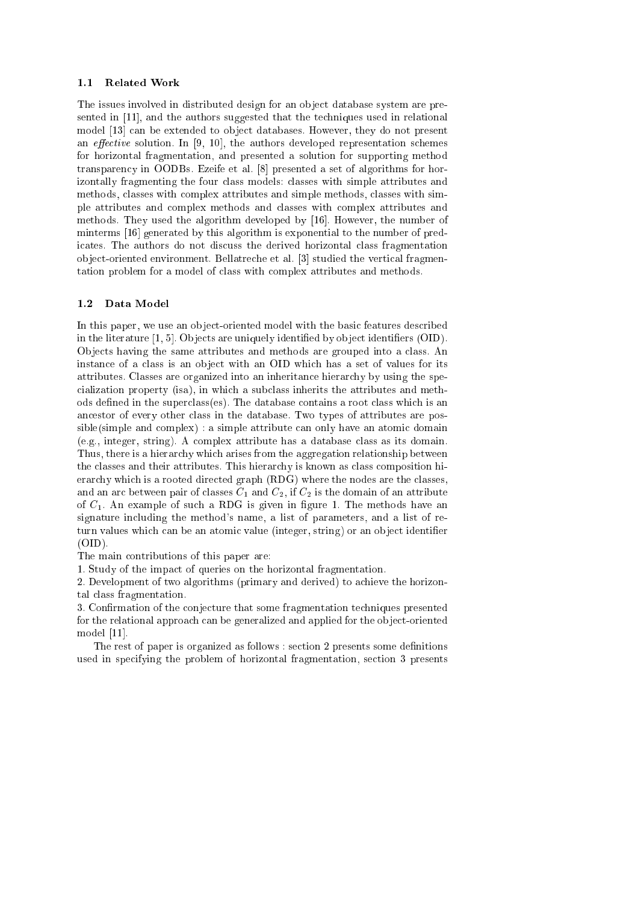### 1.1 Related Work

The issues involved in distributed design for an object database system are presented in [11], and the authors suggested that the techniques used in relational model [13] can be extended to object databases. However, they do not present an *effective* solution. In [9, 10], the authors developed representation schemes for horizontal fragmentation, and presented a solution for supporting method transparency in OODBs. Ezeife et al. [8] presented a set of algorithms for horizontally fragmenting the four class models: classes with simple attributes and methods, classes with complex attributes and simple methods, classes with simple attributes and complex methods and classes with complex attributes and methods. They used the algorithm developed by [16]. However, the number of minterms [16] generated by this algorithm is exponential to the number of predicates. The authors do not discuss the derived horizontal class fragmentation object-oriented environment. Bellatreche et al. [3] studied the vertical fragmentation problem for a model of class with complex attributes and methods.

### 1.2 Data Model

In this paper, we use an object-oriented model with the basic features described in the literature [1, 5]. Objects are uniquely identified by object identifiers (OID). Objects having the same attributes and methods are grouped into a class. An instance of a class is an object with an OID which has a set of values for its attributes. Classes are organized into an inheritance hierarchy by using the specialization property (isa), in which a subclass inherits the attributes and methods defined in the superclass(es). The database contains a root class which is an ancestor of every other class in the database. Two types of attributes are possible(simple and complex) : a simple attribute can only have an atomic domain (e.g., integer, string). A complex attribute has a database class as its domain. Thus, there is a hierarchy which arises from the aggregation relationship between the classes and their attributes. This hierarchy is known as class composition hierarchy which is a rooted directed graph (RDG) where the nodes are the classes, and an arc between pair of classes $C_1$ and $C_2$, if $C_2$ is the domain of an attribute of $C_1$. An example of such a RDG is given in figure 1. The methods have an signature including the method's name, a list of parameters, and a list of return values which can be an atomic value (integer, string) or an object identifier (OID).

The main contributions of this paper are:

1. Study of the impact of queries on the horizontal fragmentation.
2. Development of two algorithms (primary and derived) to achieve the horizontal class fragmentation.
3. Confirmation of the conjecture that some fragmentation techniques presented for the relational approach can be generalized and applied for the object-oriented model [11].

The rest of paper is organized as follows : section 2 presents some definitions used in specifying the problem of horizontal fragmentation, section 3 presents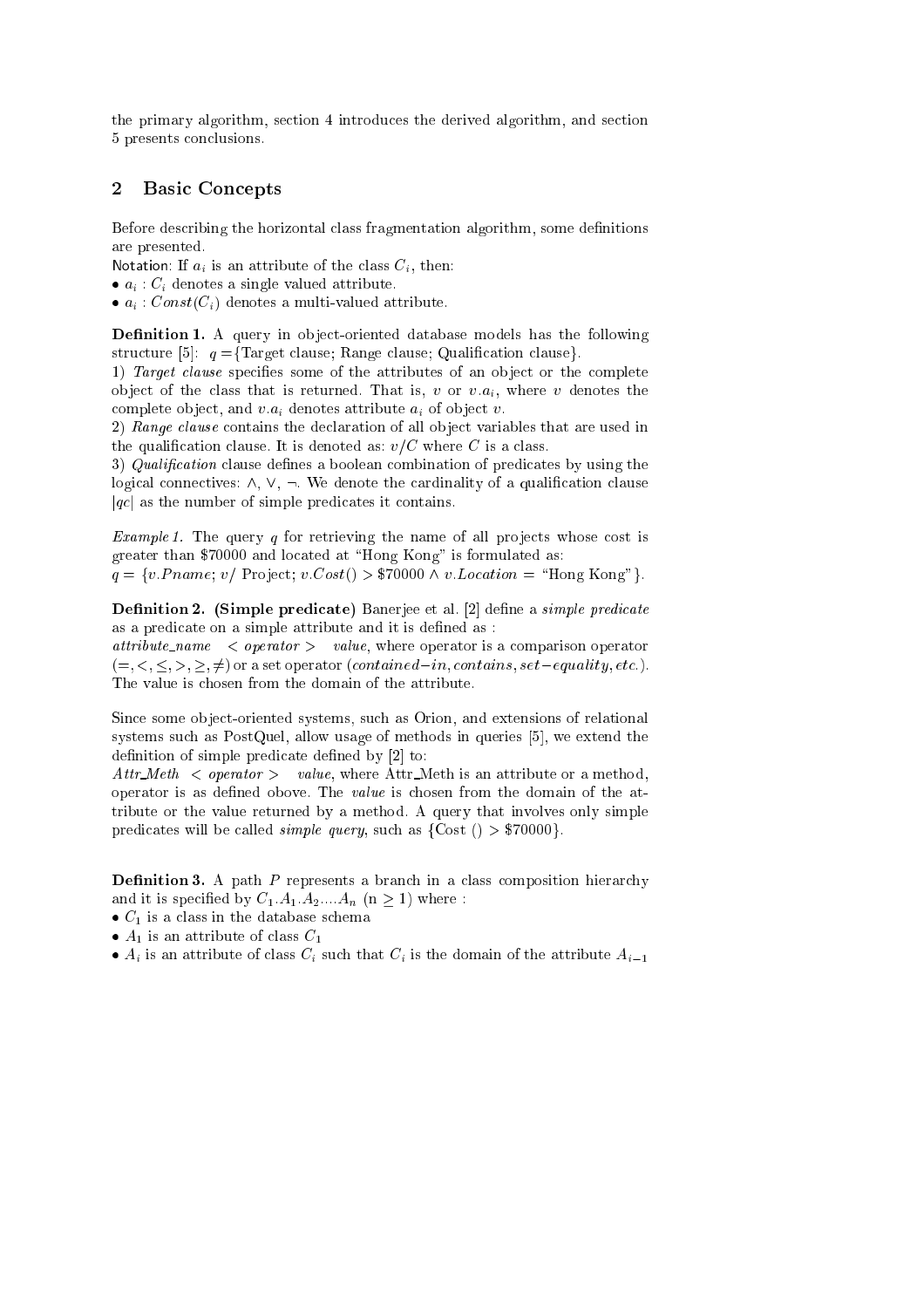the primary algorithm, section 4 introduces the derived algorithm, and section 5 presents conclusions.

## 2 Basic Concepts

Before describing the horizontal class fragmentation algorithm, some definitions are presented.

Notation: If $a_i$ is an attribute of the class $C_i$, then:

- $a_i : C_i$ denotes a single valued attribute.
- $a_i : Const(C_i)$ denotes a multi-valued attribute.

**Definition 1.** A query in object-oriented database models has the following structure [5]: $q =$ {Target clause; Range clause; Qualification clause}.

1) *Target clause* specifies some of the attributes of an object or the complete object of the class that is returned. That is, $v$ or $v.a_i$, where $v$ denotes the complete object, and $v.a_i$ denotes attribute $a_i$ of object $v$.

2) *Range clause* contains the declaration of all object variables that are used in the qualification clause. It is denoted as: $v/C$ where $C$ is a class.

3) *Qualification* clause defines a boolean combination of predicates by using the logical connectives: $\wedge$, $\vee$, $\neg$. We denote the cardinality of a qualification clause $|qc|$ as the number of simple predicates it contains.

*Example 1.* The query $q$ for retrieving the name of all projects whose cost is greater than \$70000 and located at "Hong Kong" is formulated as:
$q = \{v.Pname;\ v/$ Project; $v.Cost() > \$70000 \wedge v.Location =$ "Hong Kong"$\}$.

**Definition 2. (Simple predicate)** Banerjee et al. [2] define a *simple predicate* as a predicate on a simple attribute and it is defined as :
*attribute_name* $<$ *operator* $>$ *value*, where operator is a comparison operator $(=, <, \leq, >, \geq, \neq)$ or a set operator $(contained{-}in, contains, set{-}equality, etc.)$. The value is chosen from the domain of the attribute.

Since some object-oriented systems, such as Orion, and extensions of relational systems such as PostQuel, allow usage of methods in queries [5], we extend the definition of simple predicate defined by [2] to:
*Attr_Meth* $<$ *operator* $>$ *value*, where Attr_Meth is an attribute or a method, operator is as defined above. The *value* is chosen from the domain of the attribute or the value returned by a method. A query that involves only simple predicates will be called *simple query*, such as {Cost () > \$70000}.

**Definition 3.** A path $P$ represents a branch in a class composition hierarchy and it is specified by $C_1.A_1.A_2....A_n$ ($n \geq 1$) where :

- $C_1$ is a class in the database schema
- $A_1$ is an attribute of class $C_1$
- $A_i$ is an attribute of class $C_i$ such that $C_i$ is the domain of the attribute $A_{i-1}$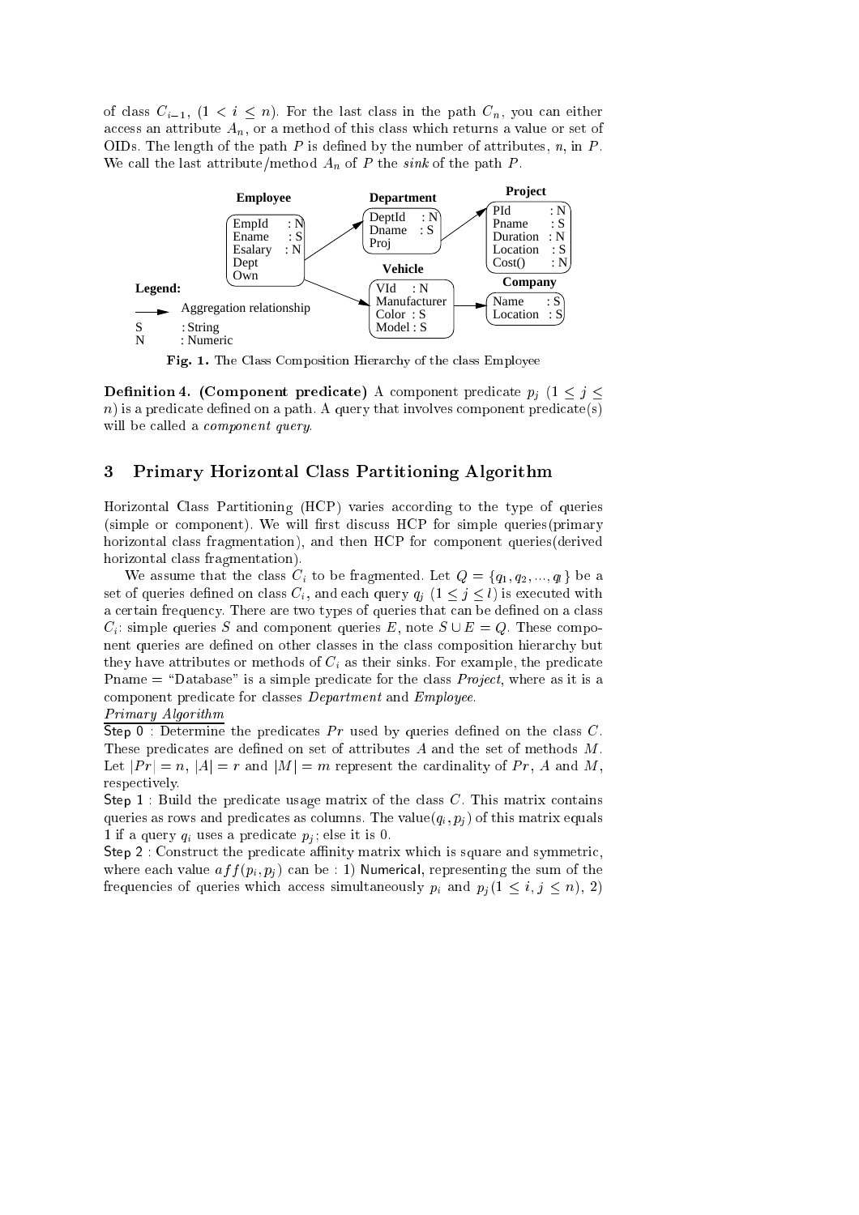of class $C_{i-1}$, $(1 < i \leq n)$. For the last class in the path $C_n$, you can either access an attribute $A_n$, or a method of this class which returns a value or set of OIDs. The length of the path $P$ is defined by the number of attributes, $n$, in $P$. We call the last attribute/method $A_n$ of $P$ the *sink* of the path $P$.

**Fig. 1.** The Class Composition Hierarchy of the class Employee

**Definition 4. (Component predicate)** A component predicate $p_j$ $(1 \leq j \leq n)$ is a predicate defined on a path. A query that involves component predicate(s) will be called a *component query*.

## 3 Primary Horizontal Class Partitioning Algorithm

Horizontal Class Partitioning (HCP) varies according to the type of queries (simple or component). We will first discuss HCP for simple queries(primary horizontal class fragmentation), and then HCP for component queries(derived horizontal class fragmentation).

We assume that the class $C_i$ to be fragmented. Let $Q = \{q_1, q_2, ..., q_l\}$ be a set of queries defined on class $C_i$, and each query $q_j$ $(1 \leq j \leq l)$ is executed with a certain frequency. There are two types of queries that can be defined on a class $C_i$: simple queries $S$ and component queries $E$, note $S \cup E = Q$. These component queries are defined on other classes in the class composition hierarchy but they have attributes or methods of $C_i$ as their sinks. For example, the predicate Pname = "Database" is a simple predicate for the class *Project*, where as it is a component predicate for classes *Department* and *Employee*.

*Primary Algorithm*

Step 0 : Determine the predicates $Pr$ used by queries defined on the class $C$. These predicates are defined on set of attributes $A$ and the set of methods $M$. Let $|Pr| = n$, $|A| = r$ and $|M| = m$ represent the cardinality of $Pr$, $A$ and $M$, respectively.

Step 1 : Build the predicate usage matrix of the class $C$. This matrix contains queries as rows and predicates as columns. The value$(q_i, p_j)$ of this matrix equals 1 if a query $q_i$ uses a predicate $p_j$; else it is 0.

Step 2 : Construct the predicate affinity matrix which is square and symmetric, where each value $aff(p_i, p_j)$ can be : 1) Numerical, representing the sum of the frequencies of queries which access simultaneously $p_i$ and $p_j (1 \leq i, j \leq n)$, 2)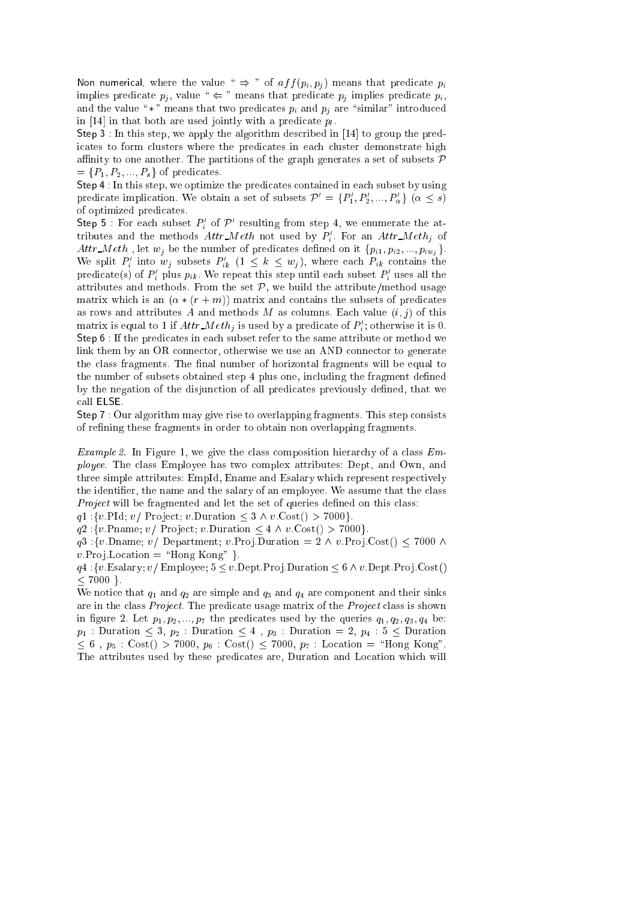Non numerical, where the value " $\Rightarrow$ " of $aff(p_i, p_j)$ means that predicate $p_i$ implies predicate $p_j$, value " $\Leftarrow$ " means that predicate $p_j$ implies predicate $p_i$, and the value " $*$ " means that two predicates $p_i$ and $p_j$ are "similar" introduced in [14] in that both are used jointly with a predicate $p_l$.

Step 3 : In this step, we apply the algorithm described in [14] to group the predicates to form clusters where the predicates in each cluster demonstrate high affinity to one another. The partitions of the graph generates a set of subsets $\mathcal{P} = \{P_1, P_2, ..., P_s\}$ of predicates.

Step 4 : In this step, we optimize the predicates contained in each subset by using predicate implication. We obtain a set of subsets $\mathcal{P}' = \{P'_1, P'_2, ..., P'_\alpha\}$ $(\alpha \leq s)$ of optimized predicates.

Step 5 : For each subset $P'_i$ of $\mathcal{P}'$ resulting from step 4, we enumerate the attributes and the methods $Attr\_Meth$ not used by $P'_i$. For an $Attr\_Meth_j$ of $Attr\_Meth$ , let $w_j$ be the number of predicates defined on it $\{p_{i1}, p_{i2}, ..., p_{iw_j}\}$. We split $P'_i$ into $w_j$ subsets $P'_{ik}$ $(1 \leq k \leq w_j)$, where each $P_{ik}$ contains the predicate(s) of $P'_i$ plus $p_{ik}$. We repeat this step until each subset $P'_i$ uses all the attributes and methods. From the set $\mathcal{P}$, we build the attribute/method usage matrix which is an $(\alpha * (r + m))$ matrix and contains the subsets of predicates as rows and attributes $A$ and methods $M$ as columns. Each value $(i, j)$ of this matrix is equal to 1 if $Attr\_Meth_j$ is used by a predicate of $P'_i$; otherwise it is 0.

Step 6 : If the predicates in each subset refer to the same attribute or method we link them by an OR connector, otherwise we use an AND connector to generate the class fragments. The final number of horizontal fragments will be equal to the number of subsets obtained step 4 plus one, including the fragment defined by the negation of the disjunction of all predicates previously defined, that we call ELSE.

Step 7 : Our algorithm may give rise to overlapping fragments. This step consists of refining these fragments in order to obtain non overlapping fragments.

*Example 2.* In Figure 1, we give the class composition hierarchy of a class *Employee.* The class Employee has two complex attributes: Dept, and Own, and three simple attributes: EmpId, Ename and Esalary which represent respectively the identifier, the name and the salary of an employee. We assume that the class *Project* will be fragmented and let the set of queries defined on this class:

$q1$ :{$v$.PId; $v$/ Project; $v$.Duration $\leq 3 \wedge v$.Cost() $> 7000$}.

$q2$ :{$v$.Pname; $v$/ Project; $v$.Duration $\leq 4 \wedge v$.Cost() $> 7000$}.

$q3$ :{$v$.Dname; $v$/ Department; $v$.Proj.Duration $= 2 \wedge v$.Proj.Cost() $\leq 7000 \wedge$ $v$.Proj.Location = "Hong Kong" }.

$q4$ :{$v$.Esalary; $v$/ Employee; $5 \leq v$.Dept.Proj.Duration $\leq 6 \wedge v$.Dept.Proj.Cost() $\leq 7000$ }.

We notice that $q_1$ and $q_2$ are simple and $q_3$ and $q_4$ are component and their sinks are in the class *Project*. The predicate usage matrix of the *Project* class is shown in figure 2. Let $p_1, p_2, ..., p_7$ the predicates used by the queries $q_1, q_2, q_3, q_4$ be: $p_1$ : Duration $\leq 3$, $p_2$ : Duration $\leq 4$ , $p_3$ : Duration $= 2$, $p_4$ : $5 \leq$ Duration $\leq 6$ , $p_5$ : Cost() $> 7000$, $p_6$ : Cost() $\leq 7000$, $p_7$ : Location = "Hong Kong". The attributes used by these predicates are, Duration and Location which will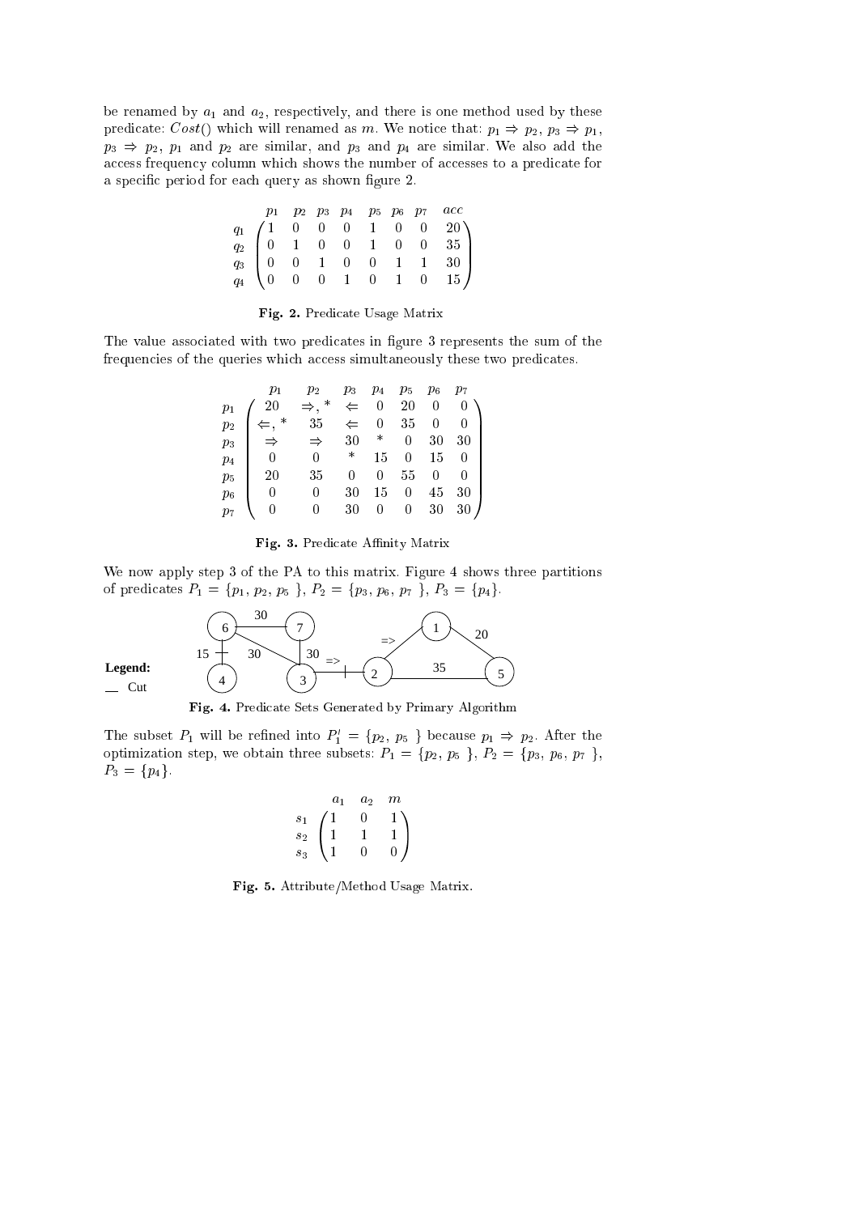be renamed by $a_1$ and $a_2$, respectively, and there is one method used by these predicate: $Cost()$ which will renamed as $m$. We notice that: $p_1 \Rightarrow p_2$, $p_3 \Rightarrow p_1$, $p_3 \Rightarrow p_2$, $p_1$ and $p_2$ are similar, and $p_3$ and $p_4$ are similar. We also add the access frequency column which shows the number of accesses to a predicate for a specific period for each query as shown figure 2.

|  | $p_1$ | $p_2$ | $p_3$ | $p_4$ | $p_5$ | $p_6$ | $p_7$ | $acc$ |
|---|---|---|---|---|---|---|---|---|
| $q_1$ | 1 | 0 | 0 | 0 | 1 | 0 | 0 | 20 |
| $q_2$ | 0 | 1 | 0 | 0 | 1 | 0 | 0 | 35 |
| $q_3$ | 0 | 0 | 1 | 0 | 0 | 1 | 1 | 30 |
| $q_4$ | 0 | 0 | 0 | 1 | 0 | 1 | 0 | 15 |

**Fig. 2.** Predicate Usage Matrix

The value associated with two predicates in figure 3 represents the sum of the frequencies of the queries which access simultaneously these two predicates.

|  | $p_1$ | $p_2$ | $p_3$ | $p_4$ | $p_5$ | $p_6$ | $p_7$ |
|---|---|---|---|---|---|---|---|
| $p_1$ | 20 | $\Rightarrow, *$ | $\Leftarrow$ | 0 | 20 | 0 | 0 |
| $p_2$ | $\Leftarrow, *$ | 35 | $\Leftarrow$ | 0 | 35 | 0 | 0 |
| $p_3$ | $\Rightarrow$ | $\Rightarrow$ | 30 | * | 0 | 30 | 30 |
| $p_4$ | 0 | 0 | * | 15 | 0 | 15 | 0 |
| $p_5$ | 20 | 35 | 0 | 0 | 55 | 0 | 0 |
| $p_6$ | 0 | 0 | 30 | 15 | 0 | 45 | 30 |
| $p_7$ | 0 | 0 | 30 | 0 | 0 | 30 | 30 |

**Fig. 3.** Predicate Affinity Matrix

We now apply step 3 of the PA to this matrix. Figure 4 shows three partitions of predicates $P_1 = \{p_1, p_2, p_5\}$, $P_2 = \{p_3, p_6, p_7\}$, $P_3 = \{p_4\}$.

**Fig. 4.** Predicate Sets Generated by Primary Algorithm

The subset $P_1$ will be refined into $P_1' = \{p_2, p_5\}$ because $p_1 \Rightarrow p_2$. After the optimization step, we obtain three subsets: $P_1 = \{p_2, p_5\}$, $P_2 = \{p_3, p_6, p_7\}$, $P_3 = \{p_4\}$.

|  | $a_1$ | $a_2$ | $m$ |
|---|---|---|---|
| $s_1$ | 1 | 0 | 1 |
| $s_2$ | 1 | 1 | 1 |
| $s_3$ | 1 | 0 | 0 |

**Fig. 5.** Attribute/Method Usage Matrix.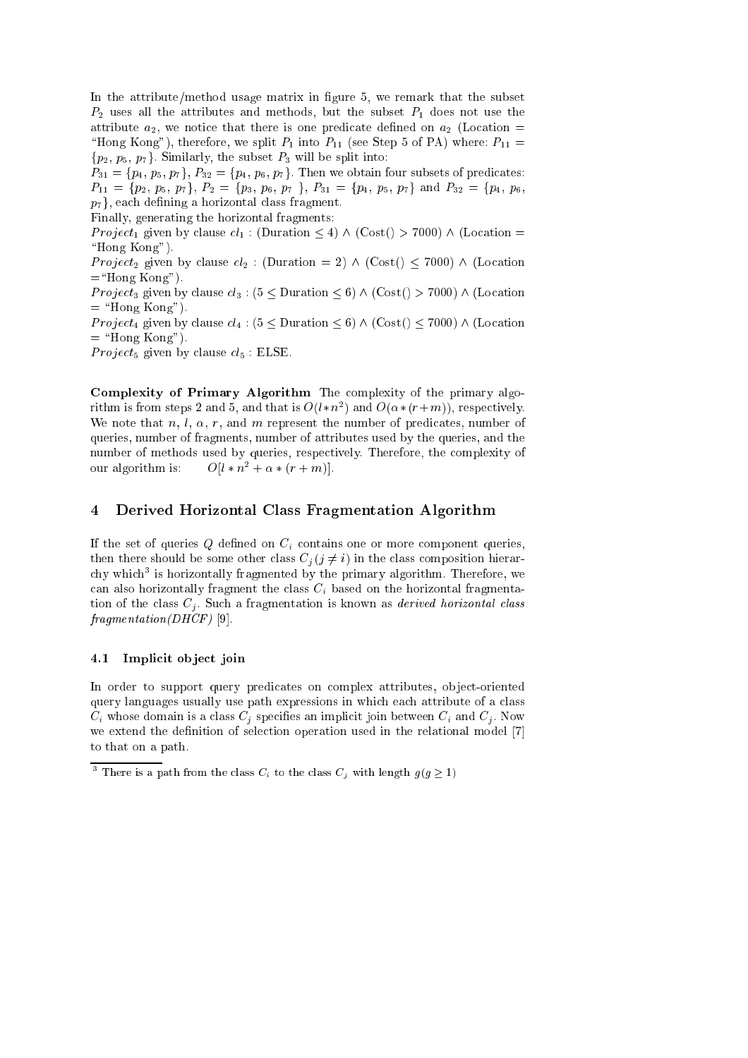In the attribute/method usage matrix in figure 5, we remark that the subset $P_2$ uses all the attributes and methods, but the subset $P_1$ does not use the attribute $a_2$, we notice that there is one predicate defined on $a_2$ (Location = "Hong Kong"), therefore, we split $P_1$ into $P_{11}$ (see Step 5 of PA) where: $P_{11} = \{p_2, p_5, p_7\}$. Similarly, the subset $P_3$ will be split into:
$P_{31} = \{p_4, p_5, p_7\}$, $P_{32} = \{p_4, p_6, p_7\}$. Then we obtain four subsets of predicates: $P_{11} = \{p_2, p_5, p_7\}$, $P_2 = \{p_3, p_6, p_7\}$, $P_{31} = \{p_4, p_5, p_7\}$ and $P_{32} = \{p_4, p_6, p_7\}$, each defining a horizontal class fragment.
Finally, generating the horizontal fragments:
$Project_1$ given by clause $cl_1$ : (Duration $\leq 4$) $\wedge$ (Cost() $> 7000$) $\wedge$ (Location = "Hong Kong").
$Project_2$ given by clause $cl_2$ : (Duration $= 2$) $\wedge$ (Cost() $\leq 7000$) $\wedge$ (Location = "Hong Kong").
$Project_3$ given by clause $cl_3$ : ($5 \leq$ Duration $\leq 6$) $\wedge$ (Cost() $> 7000$) $\wedge$ (Location = "Hong Kong").
$Project_4$ given by clause $cl_4$ : ($5 \leq$ Duration $\leq 6$) $\wedge$ (Cost() $\leq 7000$) $\wedge$ (Location = "Hong Kong").
$Project_5$ given by clause $cl_5$ : ELSE.

**Complexity of Primary Algorithm** The complexity of the primary algorithm is from steps 2 and 5, and that is $O(l*n^2)$ and $O(\alpha*(r+m))$, respectively. We note that $n$, $l$, $\alpha$, $r$, and $m$ represent the number of predicates, number of queries, number of fragments, number of attributes used by the queries, and the number of methods used by queries, respectively. Therefore, the complexity of our algorithm is: $O[l*n^2 + \alpha*(r+m)]$.

## 4 Derived Horizontal Class Fragmentation Algorithm

If the set of queries $Q$ defined on $C_i$ contains one or more component queries, then there should be some other class $C_j (j \neq i)$ in the class composition hierarchy which[3] is horizontally fragmented by the primary algorithm. Therefore, we can also horizontally fragment the class $C_i$ based on the horizontal fragmentation of the class $C_j$. Such a fragmentation is known as *derived horizontal class fragmentation(DHCF)* [9].

### 4.1 Implicit object join

In order to support query predicates on complex attributes, object-oriented query languages usually use path expressions in which each attribute of a class $C_i$ whose domain is a class $C_j$ specifies an implicit join between $C_i$ and $C_j$. Now we extend the definition of selection operation used in the relational model [7] to that on a path.

[3] There is a path from the class $C_i$ to the class $C_j$ with length $g (g \geq 1)$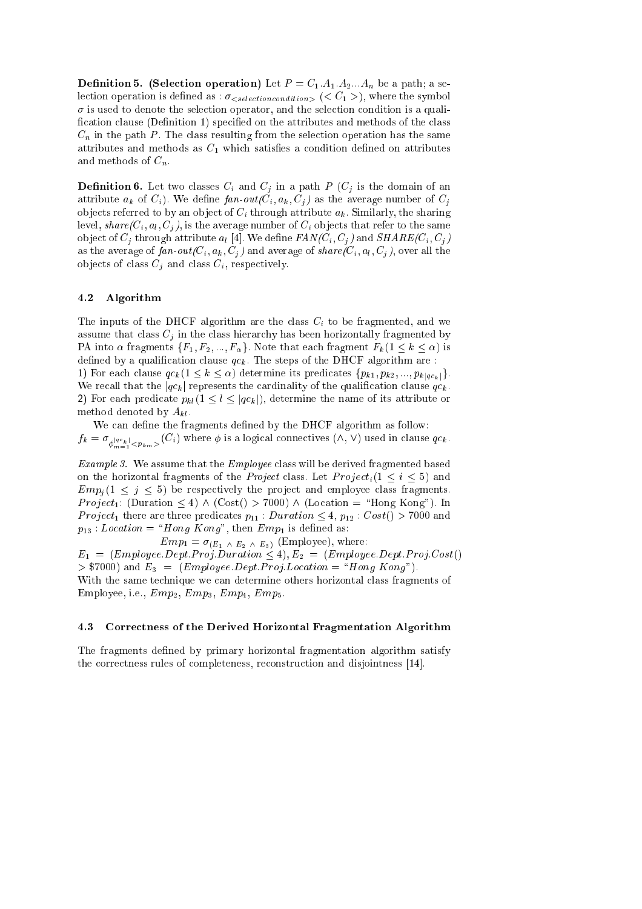**Definition 5. (Selection operation)** Let $P = C_1.A_1.A_2...A_n$ be a path; a selection operation is defined as : $\sigma_{<selectioncondition>} (< C_1 >)$, where the symbol $\sigma$ is used to denote the selection operator, and the selection condition is a qualification clause (Definition 1) specified on the attributes and methods of the class $C_n$ in the path $P$. The class resulting from the selection operation has the same attributes and methods as $C_1$ which satisfies a condition defined on attributes and methods of $C_n$.

**Definition 6.** Let two classes $C_i$ and $C_j$ in a path $P$ ($C_j$ is the domain of an attribute $a_k$ of $C_i$). We define *fan-out*$(C_i, a_k, C_j)$ as the average number of $C_j$ objects referred to by an object of $C_i$ through attribute $a_k$. Similarly, the sharing level, *share*$(C_i, a_l, C_j)$, is the average number of $C_i$ objects that refer to the same object of $C_j$ through attribute $a_l$ [4]. We define $FAN(C_i, C_j)$ and $SHARE(C_i, C_j)$ as the average of *fan-out*$(C_i, a_k, C_j)$ and average of *share*$(C_i, a_l, C_j)$, over all the objects of class $C_j$ and class $C_i$, respectively.

### 4.2 Algorithm

The inputs of the DHCF algorithm are the class $C_i$ to be fragmented, and we assume that class $C_j$ in the class hierarchy has been horizontally fragmented by PA into $\alpha$ fragments $\{F_1, F_2, ..., F_\alpha\}$. Note that each fragment $F_k (1 \leq k \leq \alpha)$ is defined by a qualification clause $qc_k$. The steps of the DHCF algorithm are :
1) For each clause $qc_k (1 \leq k \leq \alpha)$ determine its predicates $\{p_{k1}, p_{k2}, ..., p_{k|qc_k|}\}$. We recall that the $|qc_k|$ represents the cardinality of the qualification clause $qc_k$.
2) For each predicate $p_{kl} (1 \leq l \leq |qc_k|)$, determine the name of its attribute or method denoted by $A_{kl}$.

We can define the fragments defined by the DHCF algorithm as follow:
$f_k = \sigma_{\phi_{m=1}^{|qc_k|} < p_{km} >}(C_i)$ where $\phi$ is a logical connectives ($\wedge$, $\vee$) used in clause $qc_k$.

*Example 3.* We assume that the *Employee* class will be derived fragmented based on the horizontal fragments of the *Project* class. Let $Project_i (1 \leq i \leq 5)$ and $Emp_j (1 \leq j \leq 5)$ be respectively the project and employee class fragments. $Project_1$: (Duration $\leq 4$) $\wedge$ (Cost() $> 7000$) $\wedge$ (Location = "Hong Kong"). In $Project_1$ there are three predicates $p_{11} : Duration \leq 4$, $p_{12} : Cost() > 7000$ and $p_{13} : Location =$ "$Hong\ Kong$", then $Emp_1$ is defined as:

$$Emp_1 = \sigma_{(E_1 \wedge E_2 \wedge E_3)} \text{ (Employee), where:}$$

$E_1 = (Employee.Dept.Proj.Duration \leq 4), E_2 = (Employee.Dept.Proj.Cost() > \$7000)$ and $E_3 = (Employee.Dept.Proj.Location =$ "$Hong\ Kong$"$)$.
With the same technique we can determine others horizontal class fragments of Employee, i.e., $Emp_2$, $Emp_3$, $Emp_4$, $Emp_5$.

### 4.3 Correctness of the Derived Horizontal Fragmentation Algorithm

The fragments defined by primary horizontal fragmentation algorithm satisfy the correctness rules of completeness, reconstruction and disjointness [14].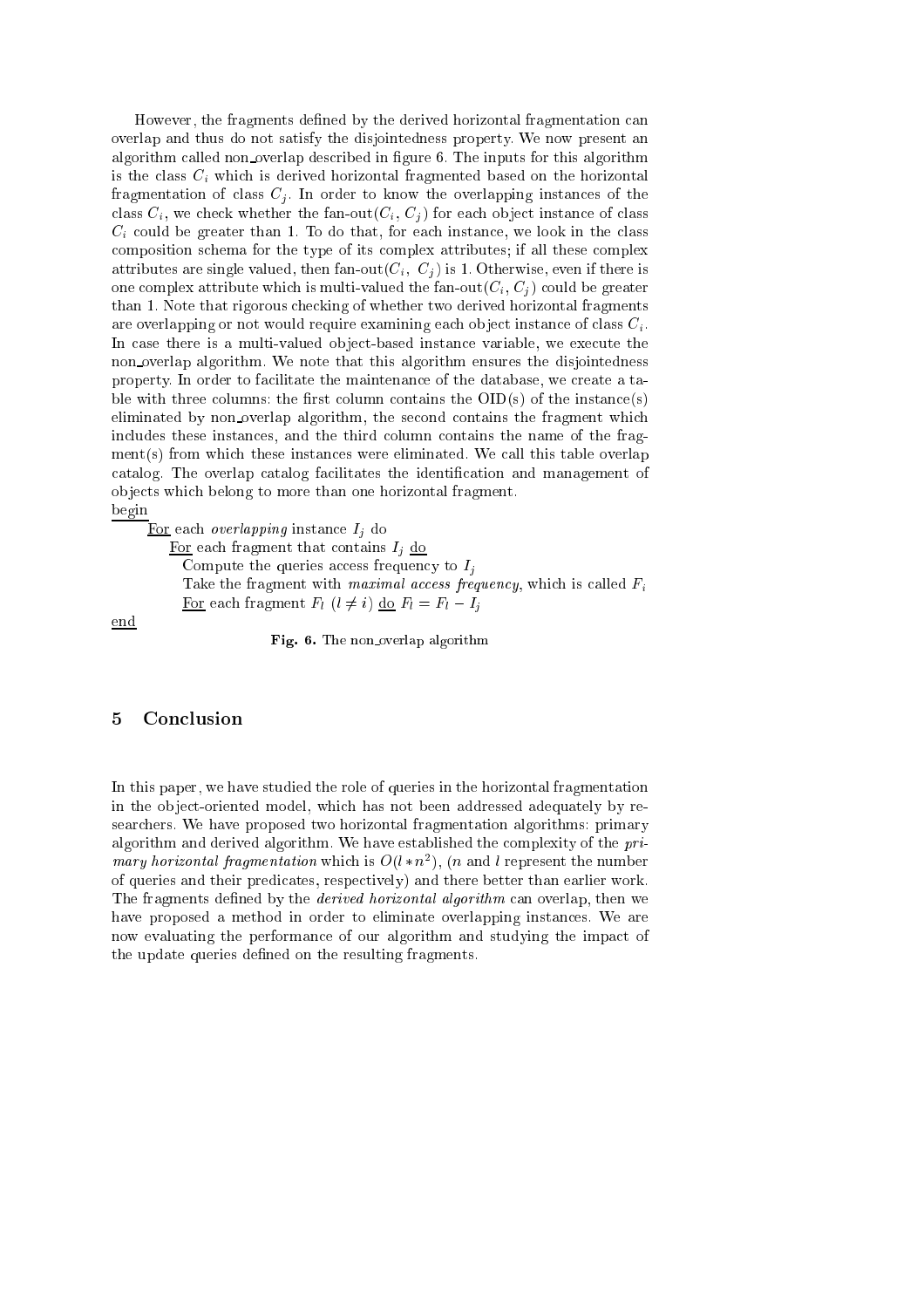However, the fragments defined by the derived horizontal fragmentation can overlap and thus do not satisfy the disjointedness property. We now present an algorithm called non_overlap described in figure 6. The inputs for this algorithm is the class $C_i$ which is derived horizontal fragmented based on the horizontal fragmentation of class $C_j$. In order to know the overlapping instances of the class $C_i$, we check whether the fan-out$(C_i, C_j)$ for each object instance of class $C_i$ could be greater than 1. To do that, for each instance, we look in the class composition schema for the type of its complex attributes; if all these complex attributes are single valued, then fan-out$(C_i,\ C_j)$ is 1. Otherwise, even if there is one complex attribute which is multi-valued the fan-out$(C_i, C_j)$ could be greater than 1. Note that rigorous checking of whether two derived horizontal fragments are overlapping or not would require examining each object instance of class $C_i$. In case there is a multi-valued object-based instance variable, we execute the non_overlap algorithm. We note that this algorithm ensures the disjointedness property. In order to facilitate the maintenance of the database, we create a table with three columns: the first column contains the OID(s) of the instance(s) eliminated by non_overlap algorithm, the second contains the fragment which includes these instances, and the third column contains the name of the fragment(s) from which these instances were eliminated. We call this table overlap catalog. The overlap catalog facilitates the identification and management of objects which belong to more than one horizontal fragment.

```
begin
    For each overlapping instance I_j do
        For each fragment that contains I_j do
            Compute the queries access frequency to I_j
            Take the fragment with maximal access frequency, which is called F_i
            For each fragment F_l (l ≠ i) do F_l = F_l − I_j
end
```

**Fig. 6.** The non_overlap algorithm

## 5 Conclusion

In this paper, we have studied the role of queries in the horizontal fragmentation in the object-oriented model, which has not been addressed adequately by researchers. We have proposed two horizontal fragmentation algorithms: primary algorithm and derived algorithm. We have established the complexity of the *primary horizontal fragmentation* which is $O(l * n^2)$, ($n$ and $l$ represent the number of queries and their predicates, respectively) and there better than earlier work. The fragments defined by the *derived horizontal algorithm* can overlap, then we have proposed a method in order to eliminate overlapping instances. We are now evaluating the performance of our algorithm and studying the impact of the update queries defined on the resulting fragments.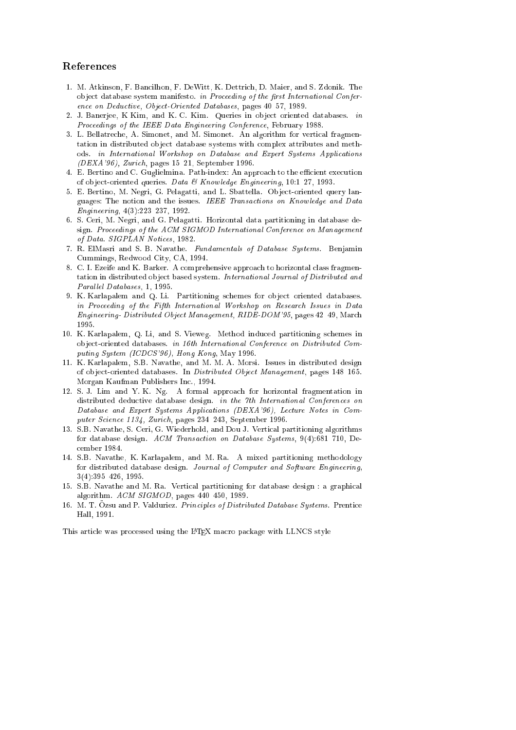## References

1. M. Atkinson, F. Bancilhon, F. DeWitt, K. Dettrich, D. Maier, and S. Zdonik. The object database system manifesto. *in Proceeding of the first International Conference on Deductive, Object-Oriented Databases*, pages 40 57, 1989.
2. J. Banerjee, K Kim, and K. C. Kim. Queries in object oriented databases. *in Proceedings of the IEEE Data Engineering Conference*, February 1988.
3. L. Bellatreche, A. Simonet, and M. Simonet. An algorithm for vertical fragmentation in distributed object database systems with complex attributes and methods. *in International Workshop on Database and Expert Systems Applications (DEXA'96), Zurich*, pages 15 21, September 1996.
4. E. Bertino and C. Guglielmina. Path-index: An approach to the efficient execution of object-oriented queries. *Data & Knowledge Engineering*, 10:1 27, 1993.
5. E. Bertino, M. Negri, G. Pelagatti, and L. Sbattella. Object-oriented query languages: The notion and the issues. *IEEE Transactions on Knowledge and Data Engineering*, 4(3):223 237, 1992.
6. S. Ceri, M. Negri, and G. Pelagatti. Horizontal data partitioning in database design. *Proceedings of the ACM SIGMOD International Conference on Management of Data. SIGPLAN Notices*, 1982.
7. R. ElMasri and S. B. Navathe. *Fundamentals of Database Systems*. Benjamin Cummings, Redwood City, CA, 1994.
8. C. I. Ezeife and K. Barker. A comprehensive approach to horizontal class fragmentation in distributed object based system. *International Journal of Distributed and Parallel Databases*, 1, 1995.
9. K. Karlapalem and Q. Li. Partitioning schemes for object oriented databases. *in Proceeding of the Fifth International Workshop on Research Issues in Data Engineering- Distributed Object Management, RIDE-DOM'95*, pages 42 49, March 1995.
10. K. Karlapalem, Q. Li, and S. Vieweg. Method induced partitioning schemes in object-oriented databases. *in 16th International Conference on Distributed Computing System (ICDCS'96), Hong Kong*, May 1996.
11. K. Karlapalem, S.B. Navathe, and M. M. A. Morsi. Issues in distributed design of object-oriented databases. In *Distributed Object Management*, pages 148 165. Morgan Kaufman Publishers Inc., 1994.
12. S. J. Lim and Y. K. Ng. A formal approach for horizontal fragmentation in distributed deductive database design. *in the 7th International Conferences on Database and Expert Systems Applications (DEXA'96), Lecture Notes in Computer Science 1134, Zurich*, pages 234 243, September 1996.
13. S.B. Navathe, S. Ceri, G. Wiederhold, and Dou J. Vertical partitioning algorithms for database design. *ACM Transaction on Database Systems*, 9(4):681 710, December 1984.
14. S.B. Navathe, K. Karlapalem, and M. Ra. A mixed partitioning methodology for distributed database design. *Journal of Computer and Software Engineering*, 3(4):395 426, 1995.
15. S.B. Navathe and M. Ra. Vertical partitioning for database design : a graphical algorithm. *ACM SIGMOD*, pages 440 450, 1989.
16. M. T. Özsu and P. Valduriez. *Principles of Distributed Database Systems*. Prentice Hall, 1991.

This article was processed using the LaTeX macro package with LLNCS style